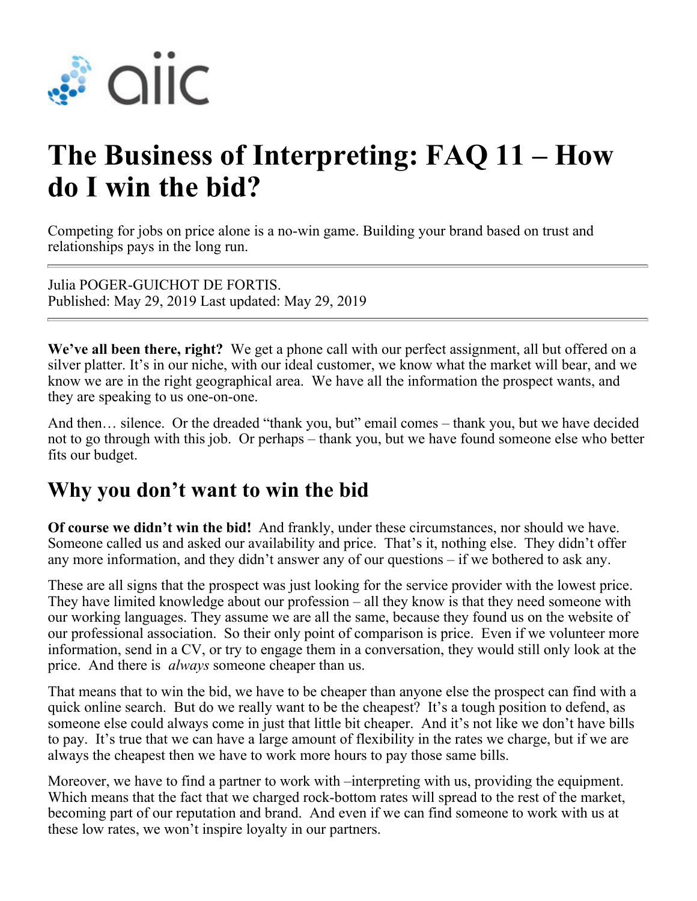# The Business of Interpreting: FAQ 11 – How do I win the bid?

Competing for jobs on price alone is a no-win game. Building your brand based on trust and relationships pays in the long run.

Julia POGER-GUICHOT DE FORTIS.
Published: May 29, 2019 Last updated: May 29, 2019

**We've all been there, right?** We get a phone call with our perfect assignment, all but offered on a silver platter. It's in our niche, with our ideal customer, we know what the market will bear, and we know we are in the right geographical area. We have all the information the prospect wants, and they are speaking to us one-on-one.

And then… silence. Or the dreaded "thank you, but" email comes – thank you, but we have decided not to go through with this job. Or perhaps – thank you, but we have found someone else who better fits our budget.

## Why you don't want to win the bid

**Of course we didn't win the bid!** And frankly, under these circumstances, nor should we have. Someone called us and asked our availability and price. That's it, nothing else. They didn't offer any more information, and they didn't answer any of our questions – if we bothered to ask any.

These are all signs that the prospect was just looking for the service provider with the lowest price. They have limited knowledge about our profession – all they know is that they need someone with our working languages. They assume we are all the same, because they found us on the website of our professional association. So their only point of comparison is price. Even if we volunteer more information, send in a CV, or try to engage them in a conversation, they would still only look at the price. And there is *always* someone cheaper than us.

That means that to win the bid, we have to be cheaper than anyone else the prospect can find with a quick online search. But do we really want to be the cheapest? It's a tough position to defend, as someone else could always come in just that little bit cheaper. And it's not like we don't have bills to pay. It's true that we can have a large amount of flexibility in the rates we charge, but if we are always the cheapest then we have to work more hours to pay those same bills.

Moreover, we have to find a partner to work with –interpreting with us, providing the equipment. Which means that the fact that we charged rock-bottom rates will spread to the rest of the market, becoming part of our reputation and brand. And even if we can find someone to work with us at these low rates, we won't inspire loyalty in our partners.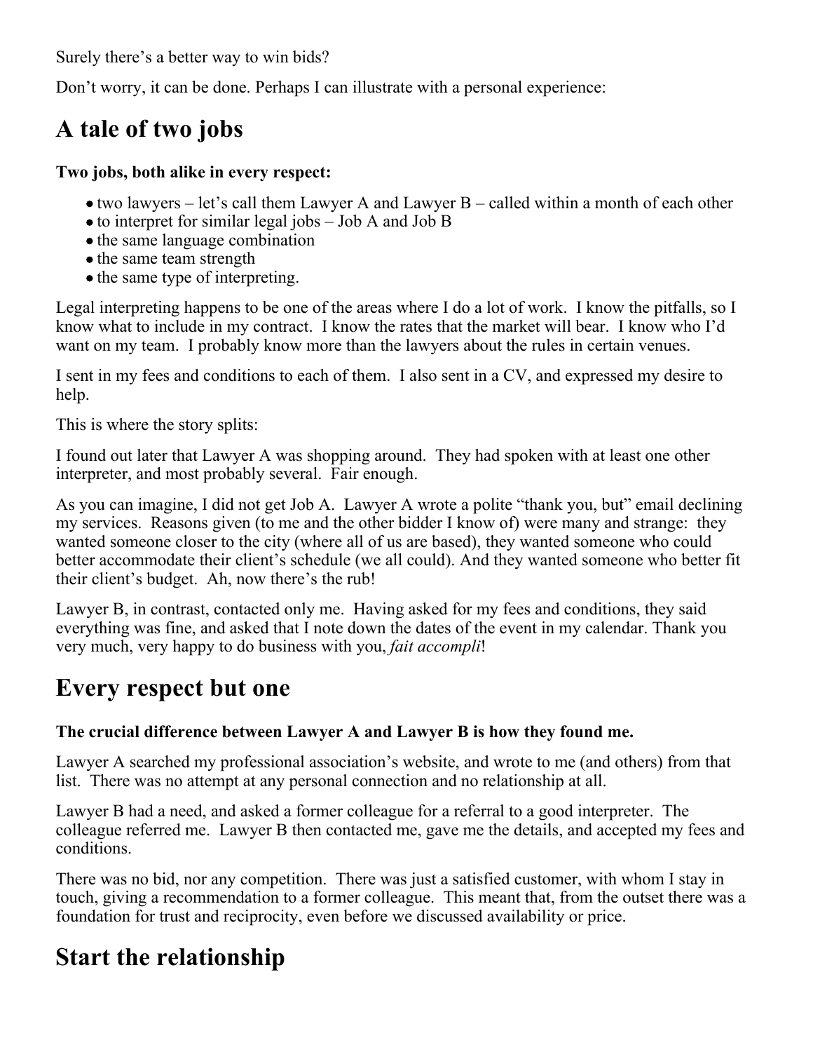Surely there's a better way to win bids?

Don't worry, it can be done. Perhaps I can illustrate with a personal experience:

## A tale of two jobs

**Two jobs, both alike in every respect:**

- two lawyers – let's call them Lawyer A and Lawyer B – called within a month of each other
- to interpret for similar legal jobs – Job A and Job B
- the same language combination
- the same team strength
- the same type of interpreting.

Legal interpreting happens to be one of the areas where I do a lot of work. I know the pitfalls, so I know what to include in my contract. I know the rates that the market will bear. I know who I'd want on my team. I probably know more than the lawyers about the rules in certain venues.

I sent in my fees and conditions to each of them. I also sent in a CV, and expressed my desire to help.

This is where the story splits:

I found out later that Lawyer A was shopping around. They had spoken with at least one other interpreter, and most probably several. Fair enough.

As you can imagine, I did not get Job A. Lawyer A wrote a polite "thank you, but" email declining my services. Reasons given (to me and the other bidder I know of) were many and strange: they wanted someone closer to the city (where all of us are based), they wanted someone who could better accommodate their client's schedule (we all could). And they wanted someone who better fit their client's budget. Ah, now there's the rub!

Lawyer B, in contrast, contacted only me. Having asked for my fees and conditions, they said everything was fine, and asked that I note down the dates of the event in my calendar. Thank you very much, very happy to do business with you, *fait accompli*!

## Every respect but one

**The crucial difference between Lawyer A and Lawyer B is how they found me.**

Lawyer A searched my professional association's website, and wrote to me (and others) from that list. There was no attempt at any personal connection and no relationship at all.

Lawyer B had a need, and asked a former colleague for a referral to a good interpreter. The colleague referred me. Lawyer B then contacted me, gave me the details, and accepted my fees and conditions.

There was no bid, nor any competition. There was just a satisfied customer, with whom I stay in touch, giving a recommendation to a former colleague. This meant that, from the outset there was a foundation for trust and reciprocity, even before we discussed availability or price.

## Start the relationship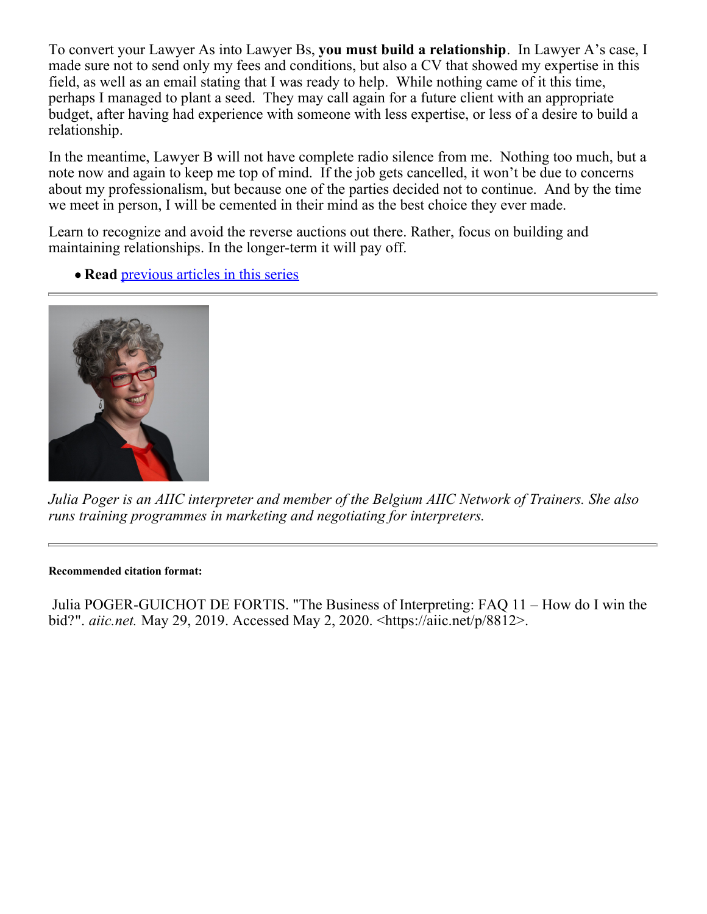To convert your Lawyer As into Lawyer Bs, **you must build a relationship**. In Lawyer A's case, I made sure not to send only my fees and conditions, but also a CV that showed my expertise in this field, as well as an email stating that I was ready to help. While nothing came of it this time, perhaps I managed to plant a seed. They may call again for a future client with an appropriate budget, after having had experience with someone with less expertise, or less of a desire to build a relationship.

In the meantime, Lawyer B will not have complete radio silence from me. Nothing too much, but a note now and again to keep me top of mind. If the job gets cancelled, it won't be due to concerns about my professionalism, but because one of the parties decided not to continue. And by the time we meet in person, I will be cemented in their mind as the best choice they ever made.

Learn to recognize and avoid the reverse auctions out there. Rather, focus on building and maintaining relationships. In the longer-term it will pay off.

- **Read** previous articles in this series

---

*Julia Poger is an AIIC interpreter and member of the Belgium AIIC Network of Trainers. She also runs training programmes in marketing and negotiating for interpreters.*

---

**Recommended citation format:**

Julia POGER-GUICHOT DE FORTIS. "The Business of Interpreting: FAQ 11 – How do I win the bid?". *aiic.net.* May 29, 2019. Accessed May 2, 2020. <https://aiic.net/p/8812>.